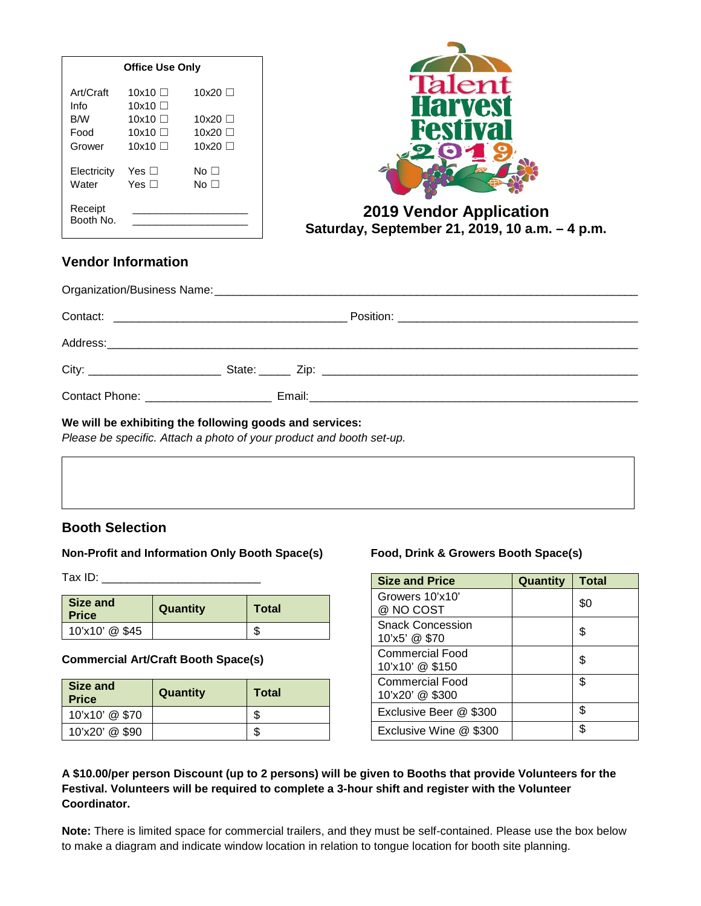**Office Use Only**

| | | |
|---|---|---|
| Art/Craft | 10x10 ☐ | 10x20 ☐ |
| Info | 10x10 ☐ | |
| B/W | 10x10 ☐ | 10x20 ☐ |
| Food | 10x10 ☐ | 10x20 ☐ |
| Grower | 10x10 ☐ | 10x20 ☐ |
| Electricity | Yes ☐ | No ☐ |
| Water | Yes ☐ | No ☐ |

Receipt ___________________

Booth No. ___________________

# Talent Harvest Festival 2019

## 2019 Vendor Application

**Saturday, September 21, 2019, 10 a.m. – 4 p.m.**

## Vendor Information

Organization/Business Name: ________________________________________________

Contact: ____________________________ Position: ____________________________

Address: ________________________________________________

City: ________________ State: _____ Zip: ________________________________

Contact Phone: ________________ Email: ________________________________

**We will be exhibiting the following goods and services:**

*Please be specific. Attach a photo of your product and booth set-up.*

## Booth Selection

**Non-Profit and Information Only Booth Space(s)**

Tax ID: ________________________

| Size and Price | Quantity | Total |
|---|---|---|
| 10'x10' @ $45 | | $ |

**Commercial Art/Craft Booth Space(s)**

| Size and Price | Quantity | Total |
|---|---|---|
| 10'x10' @ $70 | | $ |
| 10'x20' @ $90 | | $ |

**Food, Drink & Growers Booth Space(s)**

| Size and Price | Quantity | Total |
|---|---|---|
| Growers 10'x10' @ NO COST | | $0 |
| Snack Concession 10'x5' @ $70 | | $ |
| Commercial Food 10'x10' @ $150 | | $ |
| Commercial Food 10'x20' @ $300 | | $ |
| Exclusive Beer @ $300 | | $ |
| Exclusive Wine @ $300 | | $ |

**A $10.00/per person Discount (up to 2 persons) will be given to Booths that provide Volunteers for the Festival. Volunteers will be required to complete a 3-hour shift and register with the Volunteer Coordinator.**

**Note:** There is limited space for commercial trailers, and they must be self-contained. Please use the box below to make a diagram and indicate window location in relation to tongue location for booth site planning.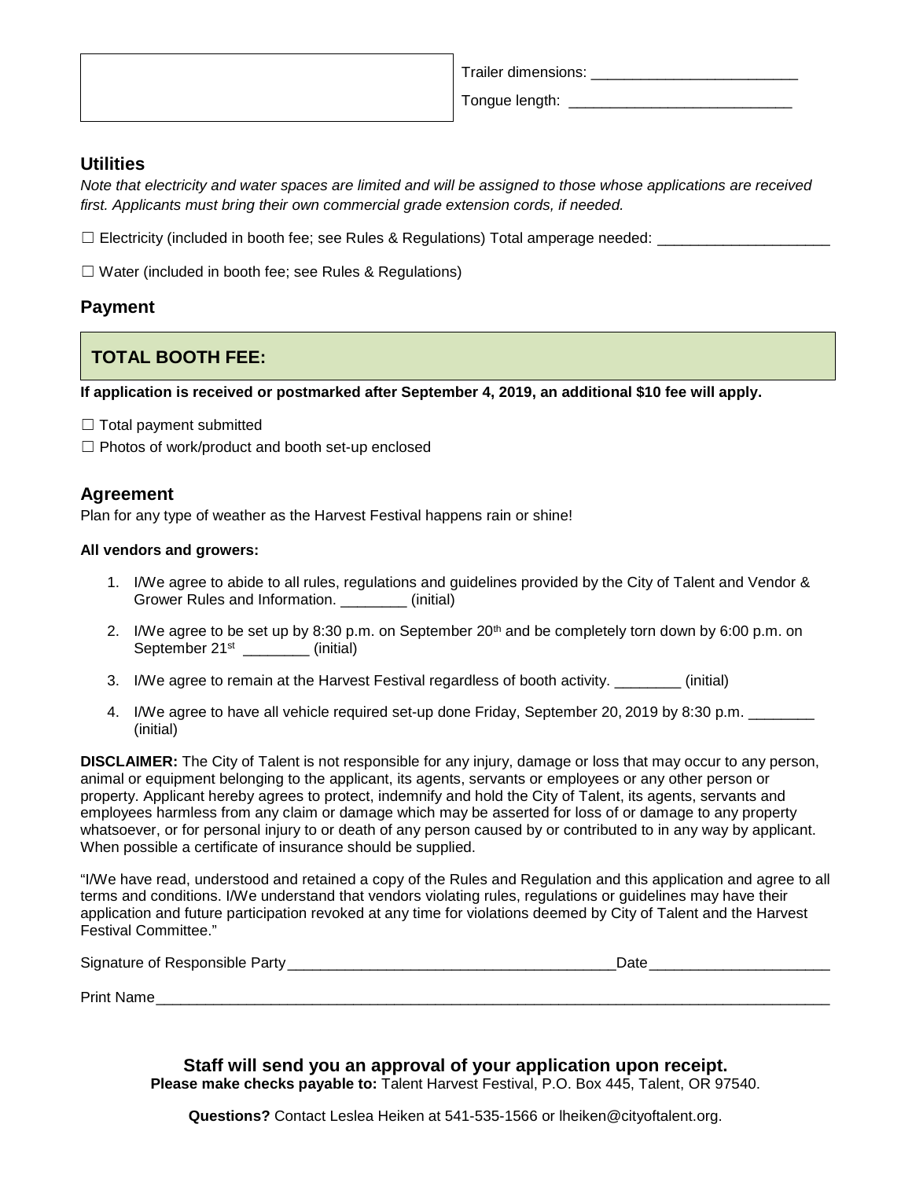| | Trailer dimensions: _________________________<br>Tongue length: ___________________________ |
|---|---|

## Utilities

*Note that electricity and water spaces are limited and will be assigned to those whose applications are received first. Applicants must bring their own commercial grade extension cords, if needed.*

☐ Electricity (included in booth fee; see Rules & Regulations) Total amperage needed: _____________________

☐ Water (included in booth fee; see Rules & Regulations)

## Payment

| **TOTAL BOOTH FEE:** |
|---|

**If application is received or postmarked after September 4, 2019, an additional $10 fee will apply.**

☐ Total payment submitted

☐ Photos of work/product and booth set-up enclosed

## Agreement

Plan for any type of weather as the Harvest Festival happens rain or shine!

**All vendors and growers:**

1. I/We agree to abide to all rules, regulations and guidelines provided by the City of Talent and Vendor & Grower Rules and Information. ________ (initial)
2. I/We agree to be set up by 8:30 p.m. on September 20th and be completely torn down by 6:00 p.m. on September 21st ________ (initial)
3. I/We agree to remain at the Harvest Festival regardless of booth activity. ________ (initial)
4. I/We agree to have all vehicle required set-up done Friday, September 20, 2019 by 8:30 p.m. ________ (initial)

**DISCLAIMER:** The City of Talent is not responsible for any injury, damage or loss that may occur to any person, animal or equipment belonging to the applicant, its agents, servants or employees or any other person or property. Applicant hereby agrees to protect, indemnify and hold the City of Talent, its agents, servants and employees harmless from any claim or damage which may be asserted for loss of or damage to any property whatsoever, or for personal injury to or death of any person caused by or contributed to in any way by applicant. When possible a certificate of insurance should be supplied.

"I/We have read, understood and retained a copy of the Rules and Regulation and this application and agree to all terms and conditions. I/We understand that vendors violating rules, regulations or guidelines may have their application and future participation revoked at any time for violations deemed by City of Talent and the Harvest Festival Committee."

Signature of Responsible Party________________________________________Date______________________

Print Name________________________________________________________________________________________

**Staff will send you an approval of your application upon receipt.**

**Please make checks payable to:** Talent Harvest Festival, P.O. Box 445, Talent, OR 97540.

**Questions?** Contact Leslea Heiken at 541-535-1566 or lheiken@cityoftalent.org.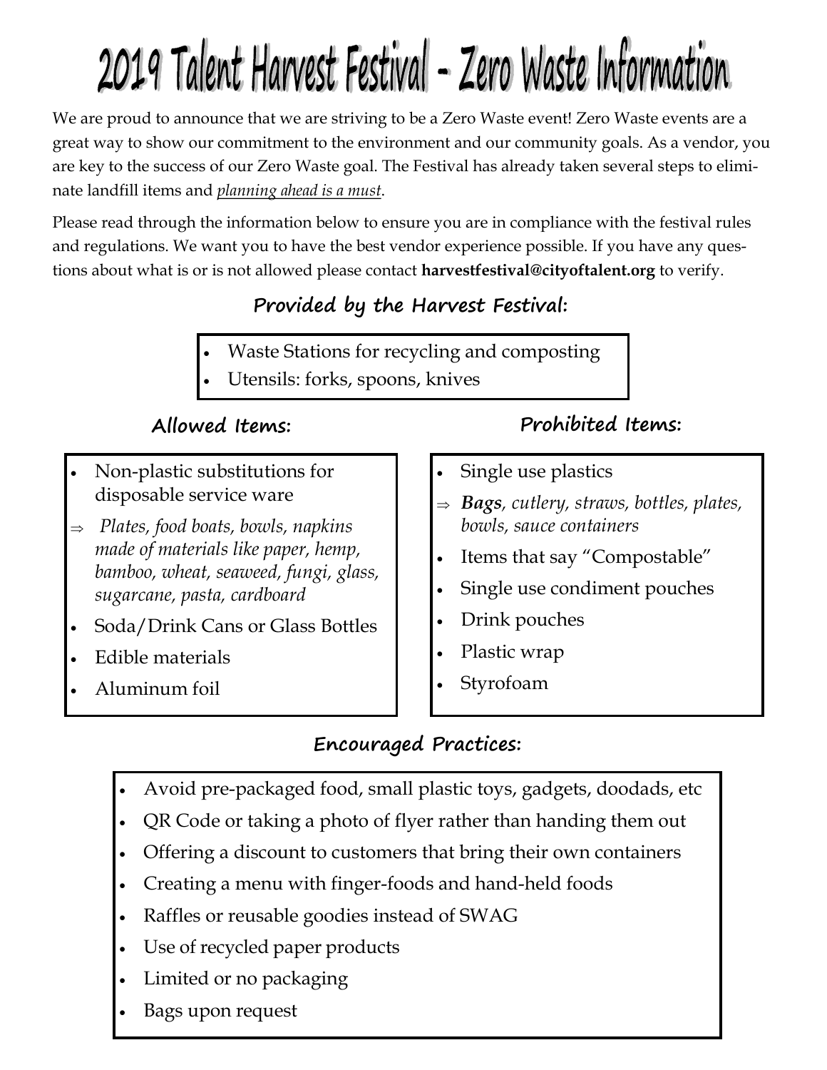# 2019 Talent Harvest Festival - Zero Waste Information

We are proud to announce that we are striving to be a Zero Waste event! Zero Waste events are a great way to show our commitment to the environment and our community goals. As a vendor, you are key to the success of our Zero Waste goal. The Festival has already taken several steps to eliminate landfill items and *planning ahead is a must*.

Please read through the information below to ensure you are in compliance with the festival rules and regulations. We want you to have the best vendor experience possible. If you have any questions about what is or is not allowed please contact **harvestfestival@cityoftalent.org** to verify.

## Provided by the Harvest Festival:

- Waste Stations for recycling and composting
- Utensils: forks, spoons, knives

## Allowed Items:

- Non-plastic substitutions for disposable service ware
  - ⇒ *Plates, food boats, bowls, napkins made of materials like paper, hemp, bamboo, wheat, seaweed, fungi, glass, sugarcane, pasta, cardboard*
- Soda/Drink Cans or Glass Bottles
- Edible materials
- Aluminum foil

## Prohibited Items:

- Single use plastics
  - ⇒ ***Bags****, cutlery, straws, bottles, plates, bowls, sauce containers*
- Items that say "Compostable"
- Single use condiment pouches
- Drink pouches
- Plastic wrap
- Styrofoam

## Encouraged Practices:

- Avoid pre-packaged food, small plastic toys, gadgets, doodads, etc
- QR Code or taking a photo of flyer rather than handing them out
- Offering a discount to customers that bring their own containers
- Creating a menu with finger-foods and hand-held foods
- Raffles or reusable goodies instead of SWAG
- Use of recycled paper products
- Limited or no packaging
- Bags upon request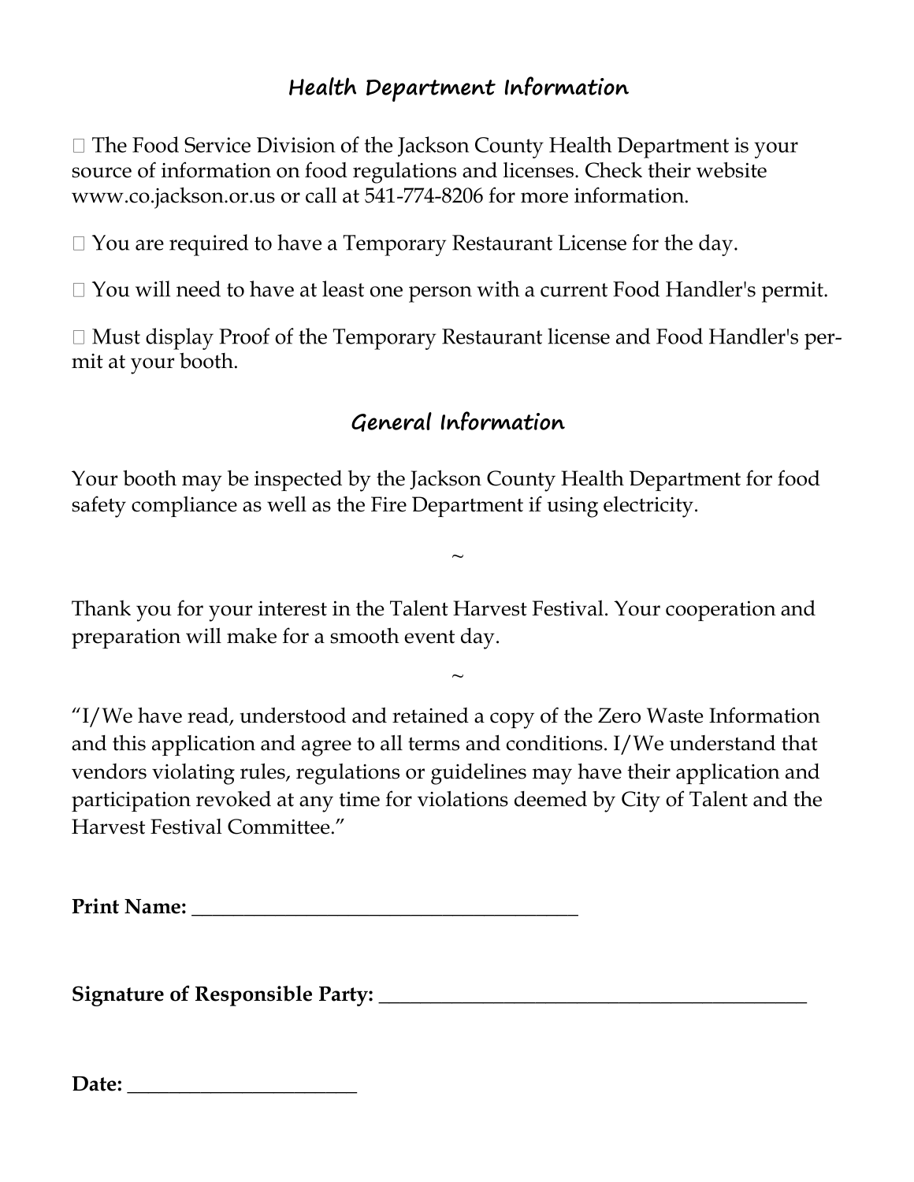## Health Department Information

- The Food Service Division of the Jackson County Health Department is your source of information on food regulations and licenses. Check their website www.co.jackson.or.us or call at 541-774-8206 for more information.

- You are required to have a Temporary Restaurant License for the day.

- You will need to have at least one person with a current Food Handler's permit.

- Must display Proof of the Temporary Restaurant license and Food Handler's permit at your booth.

## General Information

Your booth may be inspected by the Jackson County Health Department for food safety compliance as well as the Fire Department if using electricity.

~

Thank you for your interest in the Talent Harvest Festival. Your cooperation and preparation will make for a smooth event day.

~

"I/We have read, understood and retained a copy of the Zero Waste Information and this application and agree to all terms and conditions. I/We understand that vendors violating rules, regulations or guidelines may have their application and participation revoked at any time for violations deemed by City of Talent and the Harvest Festival Committee."

**Print Name:** ______________________________________

**Signature of Responsible Party:** __________________________________________

**Date:** ______________________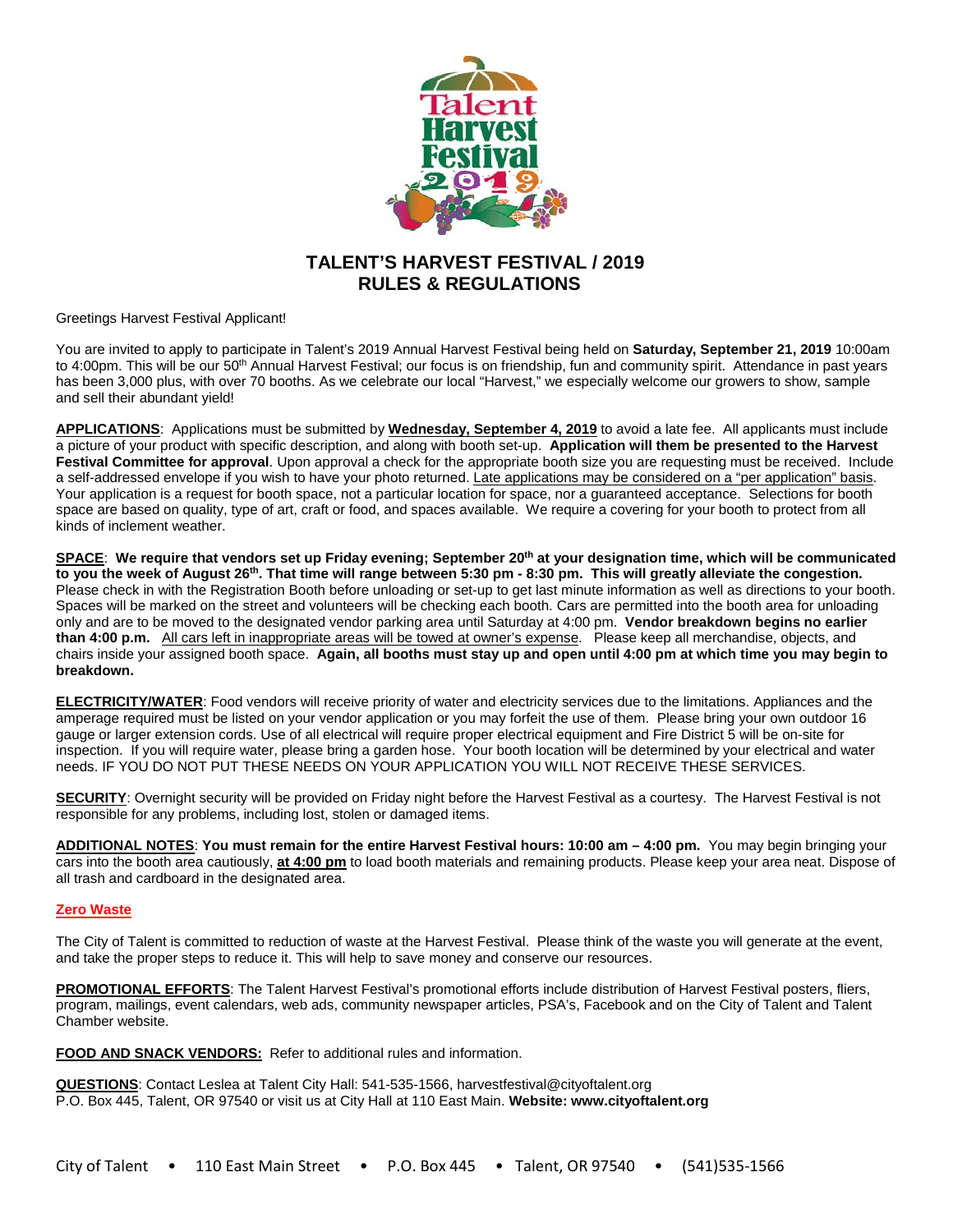# TALENT'S HARVEST FESTIVAL / 2019
# RULES & REGULATIONS

Greetings Harvest Festival Applicant!

You are invited to apply to participate in Talent's 2019 Annual Harvest Festival being held on **Saturday, September 21, 2019** 10:00am to 4:00pm. This will be our 50th Annual Harvest Festival; our focus is on friendship, fun and community spirit. Attendance in past years has been 3,000 plus, with over 70 booths. As we celebrate our local "Harvest," we especially welcome our growers to show, sample and sell their abundant yield!

**APPLICATIONS**: Applications must be submitted by **Wednesday, September 4, 2019** to avoid a late fee. All applicants must include a picture of your product with specific description, and along with booth set-up. **Application will them be presented to the Harvest Festival Committee for approval**. Upon approval a check for the appropriate booth size you are requesting must be received. Include a self-addressed envelope if you wish to have your photo returned. Late applications may be considered on a "per application" basis. Your application is a request for booth space, not a particular location for space, nor a guaranteed acceptance. Selections for booth space are based on quality, type of art, craft or food, and spaces available. We require a covering for your booth to protect from all kinds of inclement weather.

**SPACE**: **We require that vendors set up Friday evening; September 20th at your designation time, which will be communicated to you the week of August 26th. That time will range between 5:30 pm - 8:30 pm. This will greatly alleviate the congestion.** Please check in with the Registration Booth before unloading or set-up to get last minute information as well as directions to your booth. Spaces will be marked on the street and volunteers will be checking each booth. Cars are permitted into the booth area for unloading only and are to be moved to the designated vendor parking area until Saturday at 4:00 pm. **Vendor breakdown begins no earlier than 4:00 p.m.** All cars left in inappropriate areas will be towed at owner's expense. Please keep all merchandise, objects, and chairs inside your assigned booth space. **Again, all booths must stay up and open until 4:00 pm at which time you may begin to breakdown.**

**ELECTRICITY/WATER**: Food vendors will receive priority of water and electricity services due to the limitations. Appliances and the amperage required must be listed on your vendor application or you may forfeit the use of them. Please bring your own outdoor 16 gauge or larger extension cords. Use of all electrical will require proper electrical equipment and Fire District 5 will be on-site for inspection. If you will require water, please bring a garden hose. Your booth location will be determined by your electrical and water needs. IF YOU DO NOT PUT THESE NEEDS ON YOUR APPLICATION YOU WILL NOT RECEIVE THESE SERVICES.

**SECURITY**: Overnight security will be provided on Friday night before the Harvest Festival as a courtesy. The Harvest Festival is not responsible for any problems, including lost, stolen or damaged items.

**ADDITIONAL NOTES**: **You must remain for the entire Harvest Festival hours: 10:00 am – 4:00 pm.** You may begin bringing your cars into the booth area cautiously, **at 4:00 pm** to load booth materials and remaining products. Please keep your area neat. Dispose of all trash and cardboard in the designated area.

**Zero Waste**

The City of Talent is committed to reduction of waste at the Harvest Festival. Please think of the waste you will generate at the event, and take the proper steps to reduce it. This will help to save money and conserve our resources.

**PROMOTIONAL EFFORTS**: The Talent Harvest Festival's promotional efforts include distribution of Harvest Festival posters, fliers, program, mailings, event calendars, web ads, community newspaper articles, PSA's, Facebook and on the City of Talent and Talent Chamber website.

**FOOD AND SNACK VENDORS:** Refer to additional rules and information.

**QUESTIONS**: Contact Leslea at Talent City Hall: 541-535-1566, harvestfestival@cityoftalent.org
P.O. Box 445, Talent, OR 97540 or visit us at City Hall at 110 East Main. **Website: www.cityoftalent.org**